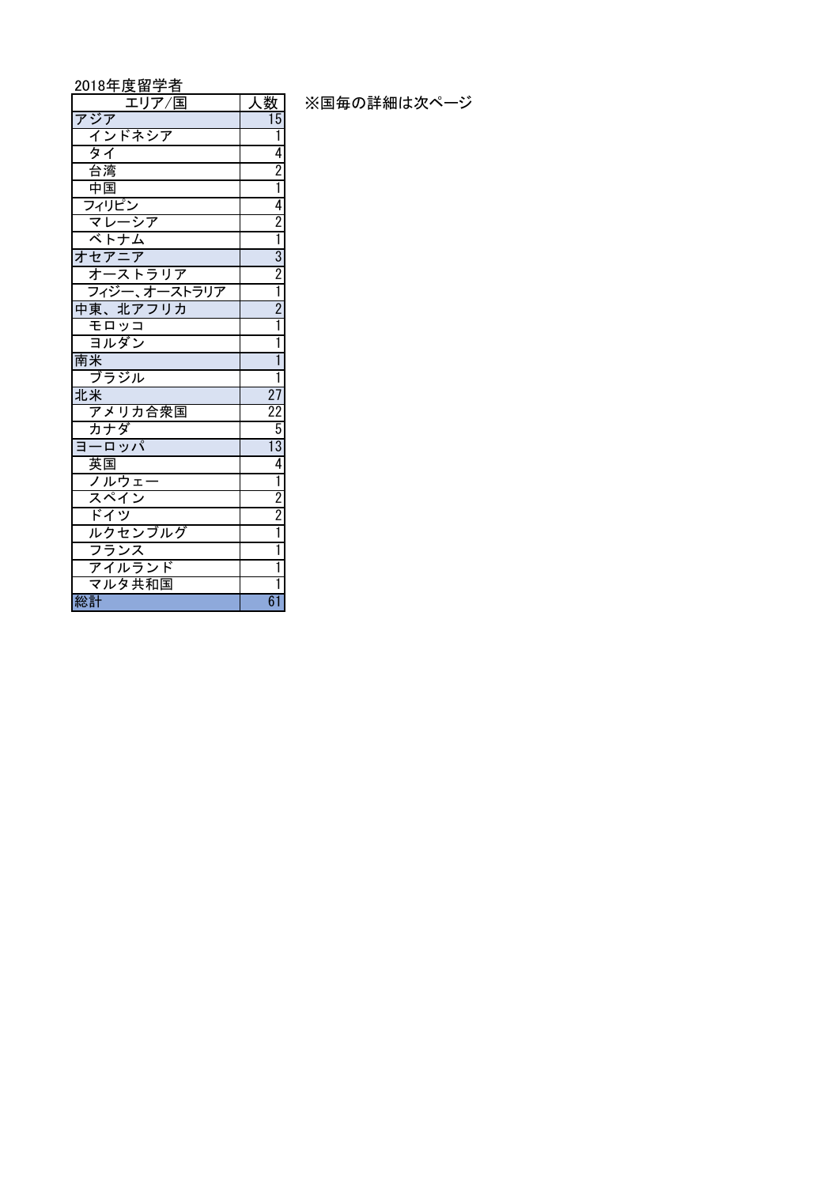2018年度留学者

| エリア/国 | 人数 |
|---|---|
| アジア | 15 |
| インドネシア | 1 |
| タイ | 4 |
| 台湾 | 2 |
| 中国 | 1 |
| フィリピン | 4 |
| マレーシア | 2 |
| ベトナム | 1 |
| オセアニア | 3 |
| オーストラリア | 2 |
| フィジー、オーストラリア | 1 |
| 中東、北アフリカ | 2 |
| モロッコ | 1 |
| ヨルダン | 1 |
| 南米 | 1 |
| ブラジル | 1 |
| 北米 | 27 |
| アメリカ合衆国 | 22 |
| カナダ | 5 |
| ヨーロッパ | 13 |
| 英国 | 4 |
| ノルウェー | 1 |
| スペイン | 2 |
| ドイツ | 2 |
| ルクセンブルグ | 1 |
| フランス | 1 |
| アイルランド | 1 |
| マルタ共和国 | 1 |
| 総計 | 61 |

※国毎の詳細は次ページ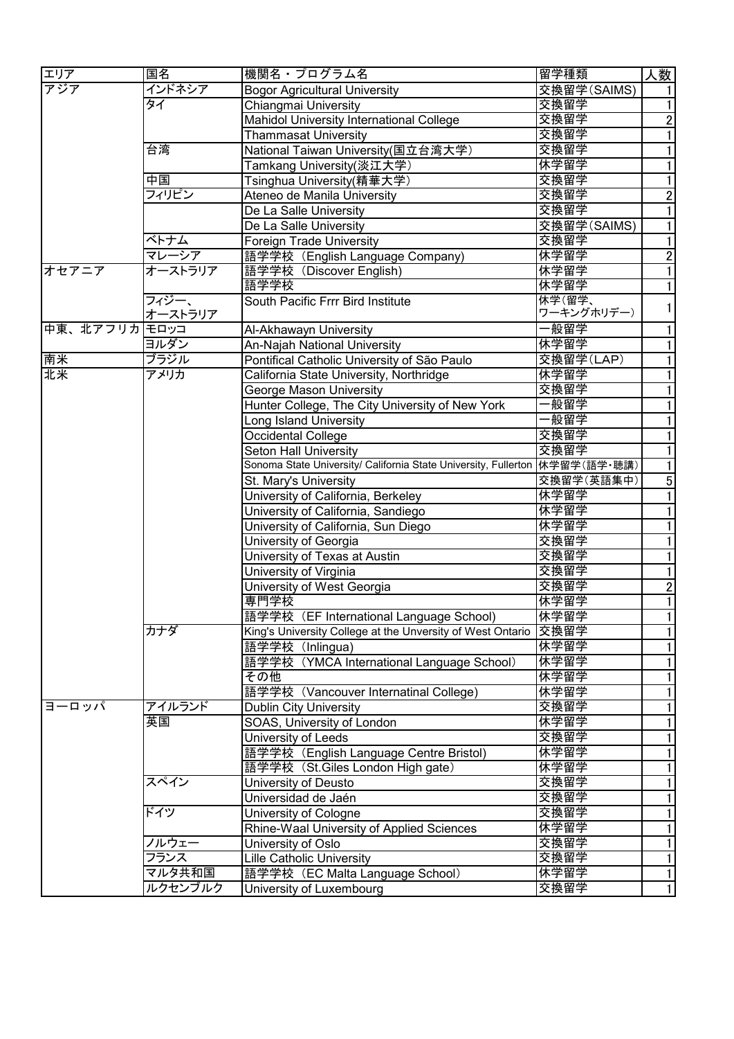| エリア | 国名 | 機関名・プログラム名 | 留学種類 | 人数 |
|---|---|---|---|---|
| アジア | インドネシア | Bogor Agricultural University | 交換留学(SAIMS) | 1 |
| | タイ | Chiangmai University | 交換留学 | 1 |
| | | Mahidol University International College | 交換留学 | 2 |
| | | Thammasat University | 交換留学 | 1 |
| | 台湾 | National Taiwan University(国立台湾大学) | 交換留学 | 1 |
| | | Tamkang University(淡江大学) | 休学留学 | 1 |
| | 中国 | Tsinghua University(精華大学) | 交換留学 | 1 |
| | フィリピン | Ateneo de Manila University | 交換留学 | 2 |
| | | De La Salle University | 交換留学 | 1 |
| | | De La Salle University | 交換留学(SAIMS) | 1 |
| | ベトナム | Foreign Trade University | 交換留学 | 1 |
| | マレーシア | 語学学校（English Language Company) | 休学留学 | 2 |
| オセアニア | オーストラリア | 語学学校（Discover English) | 休学留学 | 1 |
| | | 語学学校 | 休学留学 | 1 |
| | フィジー、オーストラリア | South Pacific Frrr Bird Institute | 休学(留学、ワーキングホリデー) | 1 |
| 中東、北アフリカ | モロッコ | Al-Akhawayn University | 一般留学 | 1 |
| | ヨルダン | An-Najah National University | 休学留学 | 1 |
| 南米 | ブラジル | Pontifical Catholic University of São Paulo | 交換留学(LAP) | 1 |
| 北米 | アメリカ | California State University, Northridge | 休学留学 | 1 |
| | | George Mason University | 交換留学 | 1 |
| | | Hunter College, The City University of New York | 一般留学 | 1 |
| | | Long Island University | 一般留学 | 1 |
| | | Occidental College | 交換留学 | 1 |
| | | Seton Hall University | 交換留学 | 1 |
| | | Sonoma State University/ California State University, Fullerton | 休学留学(語学・聴講) | 1 |
| | | St. Mary's University | 交換留学(英語集中) | 5 |
| | | University of California, Berkeley | 休学留学 | 1 |
| | | University of California, Sandiego | 休学留学 | 1 |
| | | University of California, Sun Diego | 休学留学 | 1 |
| | | University of Georgia | 交換留学 | 1 |
| | | University of Texas at Austin | 交換留学 | 1 |
| | | University of Virginia | 交換留学 | 1 |
| | | University of West Georgia | 交換留学 | 2 |
| | | 専門学校 | 休学留学 | 1 |
| | | 語学学校（EF International Language School) | 休学留学 | 1 |
| | カナダ | King's University College at the Unversity of West Ontario | 交換留学 | 1 |
| | | 語学学校（Inlingua) | 休学留学 | 1 |
| | | 語学学校（YMCA International Language School) | 休学留学 | 1 |
| | | その他 | 休学留学 | 1 |
| | | 語学学校（Vancouver Internatinal College) | 休学留学 | 1 |
| ヨーロッパ | アイルランド | Dublin City University | 交換留学 | 1 |
| | 英国 | SOAS, University of London | 休学留学 | 1 |
| | | University of Leeds | 交換留学 | 1 |
| | | 語学学校（English Language Centre Bristol) | 休学留学 | 1 |
| | | 語学学校（St.Giles London High gate) | 休学留学 | 1 |
| | スペイン | University of Deusto | 交換留学 | 1 |
| | | Universidad de Jaén | 交換留学 | 1 |
| | ドイツ | University of Cologne | 交換留学 | 1 |
| | | Rhine-Waal University of Applied Sciences | 休学留学 | 1 |
| | ノルウェー | University of Oslo | 交換留学 | 1 |
| | フランス | Lille Catholic University | 交換留学 | 1 |
| | マルタ共和国 | 語学学校（EC Malta Language School) | 休学留学 | 1 |
| | ルクセンブルク | University of Luxembourg | 交換留学 | 1 |